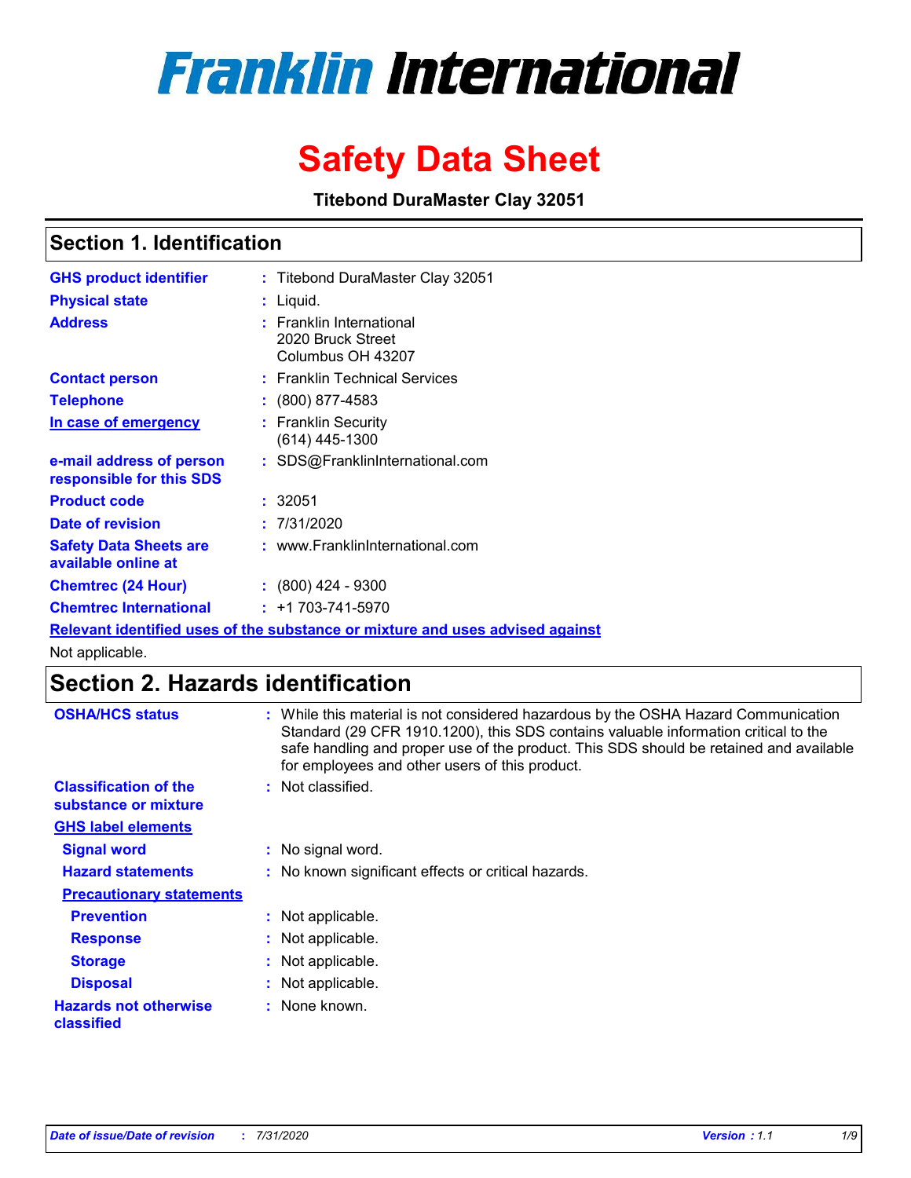# Franklin International

# Safety Data Sheet

**Titebond DuraMaster Clay 32051**

## Section 1. Identification

| | | |
|---|---|---|
| **GHS product identifier** | : | Titebond DuraMaster Clay 32051 |
| **Physical state** | : | Liquid. |
| **Address** | : | Franklin International<br>2020 Bruck Street<br>Columbus OH 43207 |
| **Contact person** | : | Franklin Technical Services |
| **Telephone** | : | (800) 877-4583 |
| **In case of emergency** | : | Franklin Security<br>(614) 445-1300 |
| **e-mail address of person responsible for this SDS** | : | SDS@FranklinInternational.com |
| **Product code** | : | 32051 |
| **Date of revision** | : | 7/31/2020 |
| **Safety Data Sheets are available online at** | : | www.FranklinInternational.com |
| **Chemtrec (24 Hour)** | : | (800) 424 - 9300 |
| **Chemtrec International** | : | +1 703-741-5970 |

**Relevant identified uses of the substance or mixture and uses advised against**

Not applicable.

## Section 2. Hazards identification

| | | |
|---|---|---|
| **OSHA/HCS status** | : | While this material is not considered hazardous by the OSHA Hazard Communication Standard (29 CFR 1910.1200), this SDS contains valuable information critical to the safe handling and proper use of the product. This SDS should be retained and available for employees and other users of this product. |
| **Classification of the substance or mixture** | : | Not classified. |

**GHS label elements**

| | | |
|---|---|---|
| **Signal word** | : | No signal word. |
| **Hazard statements** | : | No known significant effects or critical hazards. |

**Precautionary statements**

| | | |
|---|---|---|
| **Prevention** | : | Not applicable. |
| **Response** | : | Not applicable. |
| **Storage** | : | Not applicable. |
| **Disposal** | : | Not applicable. |
| **Hazards not otherwise classified** | : | None known. |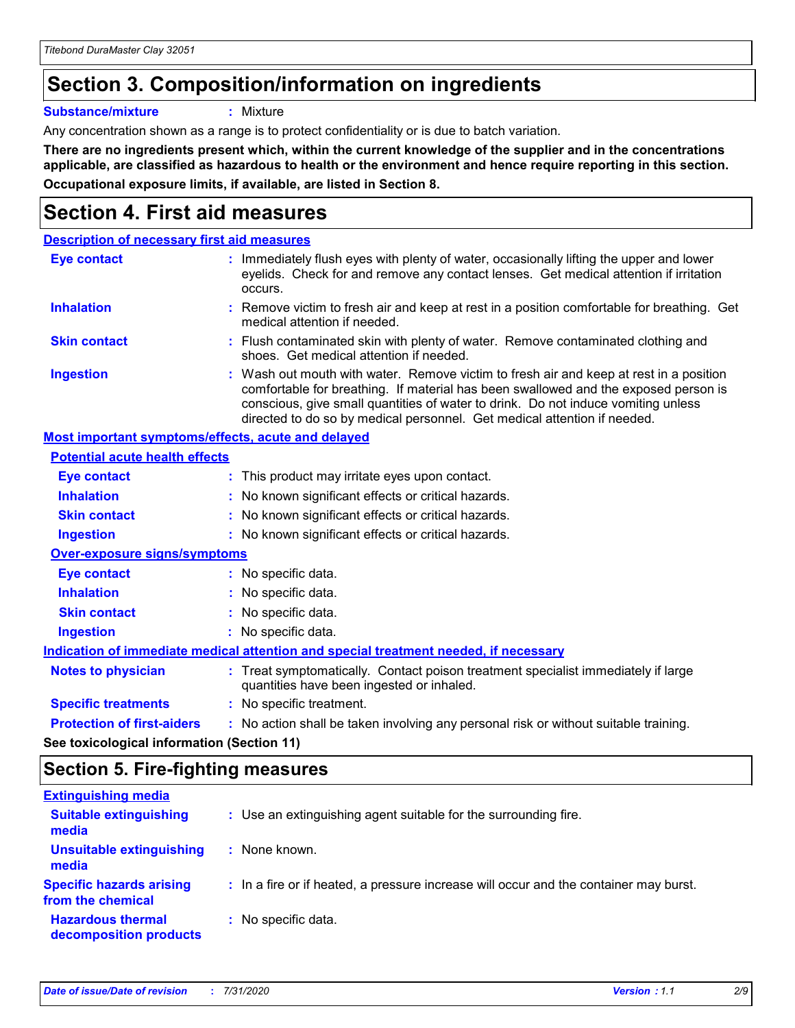# Section 3. Composition/information on ingredients

**Substance/mixture** : Mixture

Any concentration shown as a range is to protect confidentiality or is due to batch variation.

**There are no ingredients present which, within the current knowledge of the supplier and in the concentrations applicable, are classified as hazardous to health or the environment and hence require reporting in this section.**

**Occupational exposure limits, if available, are listed in Section 8.**

# Section 4. First aid measures

### Description of necessary first aid measures

**Eye contact** : Immediately flush eyes with plenty of water, occasionally lifting the upper and lower eyelids. Check for and remove any contact lenses. Get medical attention if irritation occurs.

**Inhalation** : Remove victim to fresh air and keep at rest in a position comfortable for breathing. Get medical attention if needed.

**Skin contact** : Flush contaminated skin with plenty of water. Remove contaminated clothing and shoes. Get medical attention if needed.

**Ingestion** : Wash out mouth with water. Remove victim to fresh air and keep at rest in a position comfortable for breathing. If material has been swallowed and the exposed person is conscious, give small quantities of water to drink. Do not induce vomiting unless directed to do so by medical personnel. Get medical attention if needed.

### Most important symptoms/effects, acute and delayed

#### Potential acute health effects

**Eye contact** : This product may irritate eyes upon contact.

**Inhalation** : No known significant effects or critical hazards.

**Skin contact** : No known significant effects or critical hazards.

**Ingestion** : No known significant effects or critical hazards.

#### Over-exposure signs/symptoms

**Eye contact** : No specific data.

**Inhalation** : No specific data.

**Skin contact** : No specific data.

**Ingestion** : No specific data.

### Indication of immediate medical attention and special treatment needed, if necessary

**Notes to physician** : Treat symptomatically. Contact poison treatment specialist immediately if large quantities have been ingested or inhaled.

**Specific treatments** : No specific treatment.

**Protection of first-aiders** : No action shall be taken involving any personal risk or without suitable training.

**See toxicological information (Section 11)**

# Section 5. Fire-fighting measures

### Extinguishing media

**Suitable extinguishing media** : Use an extinguishing agent suitable for the surrounding fire.

**Unsuitable extinguishing media** : None known.

**Specific hazards arising from the chemical** : In a fire or if heated, a pressure increase will occur and the container may burst.

**Hazardous thermal decomposition products** : No specific data.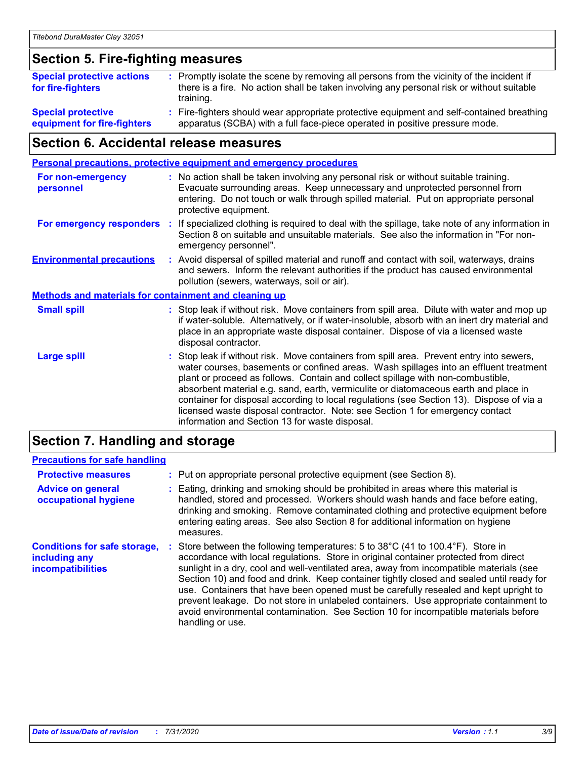## Section 5. Fire-fighting measures

**Special protective actions for fire-fighters** : Promptly isolate the scene by removing all persons from the vicinity of the incident if there is a fire. No action shall be taken involving any personal risk or without suitable training.

**Special protective equipment for fire-fighters** : Fire-fighters should wear appropriate protective equipment and self-contained breathing apparatus (SCBA) with a full face-piece operated in positive pressure mode.

## Section 6. Accidental release measures

### Personal precautions, protective equipment and emergency procedures

**For non-emergency personnel** : No action shall be taken involving any personal risk or without suitable training. Evacuate surrounding areas. Keep unnecessary and unprotected personnel from entering. Do not touch or walk through spilled material. Put on appropriate personal protective equipment.

**For emergency responders** : If specialized clothing is required to deal with the spillage, take note of any information in Section 8 on suitable and unsuitable materials. See also the information in "For non-emergency personnel".

**Environmental precautions** : Avoid dispersal of spilled material and runoff and contact with soil, waterways, drains and sewers. Inform the relevant authorities if the product has caused environmental pollution (sewers, waterways, soil or air).

### Methods and materials for containment and cleaning up

**Small spill** : Stop leak if without risk. Move containers from spill area. Dilute with water and mop up if water-soluble. Alternatively, or if water-insoluble, absorb with an inert dry material and place in an appropriate waste disposal container. Dispose of via a licensed waste disposal contractor.

**Large spill** : Stop leak if without risk. Move containers from spill area. Prevent entry into sewers, water courses, basements or confined areas. Wash spillages into an effluent treatment plant or proceed as follows. Contain and collect spillage with non-combustible, absorbent material e.g. sand, earth, vermiculite or diatomaceous earth and place in container for disposal according to local regulations (see Section 13). Dispose of via a licensed waste disposal contractor. Note: see Section 1 for emergency contact information and Section 13 for waste disposal.

## Section 7. Handling and storage

### Precautions for safe handling

**Protective measures** : Put on appropriate personal protective equipment (see Section 8).

**Advice on general occupational hygiene** : Eating, drinking and smoking should be prohibited in areas where this material is handled, stored and processed. Workers should wash hands and face before eating, drinking and smoking. Remove contaminated clothing and protective equipment before entering eating areas. See also Section 8 for additional information on hygiene measures.

**Conditions for safe storage, including any incompatibilities** : Store between the following temperatures: 5 to 38°C (41 to 100.4°F). Store in accordance with local regulations. Store in original container protected from direct sunlight in a dry, cool and well-ventilated area, away from incompatible materials (see Section 10) and food and drink. Keep container tightly closed and sealed until ready for use. Containers that have been opened must be carefully resealed and kept upright to prevent leakage. Do not store in unlabeled containers. Use appropriate containment to avoid environmental contamination. See Section 10 for incompatible materials before handling or use.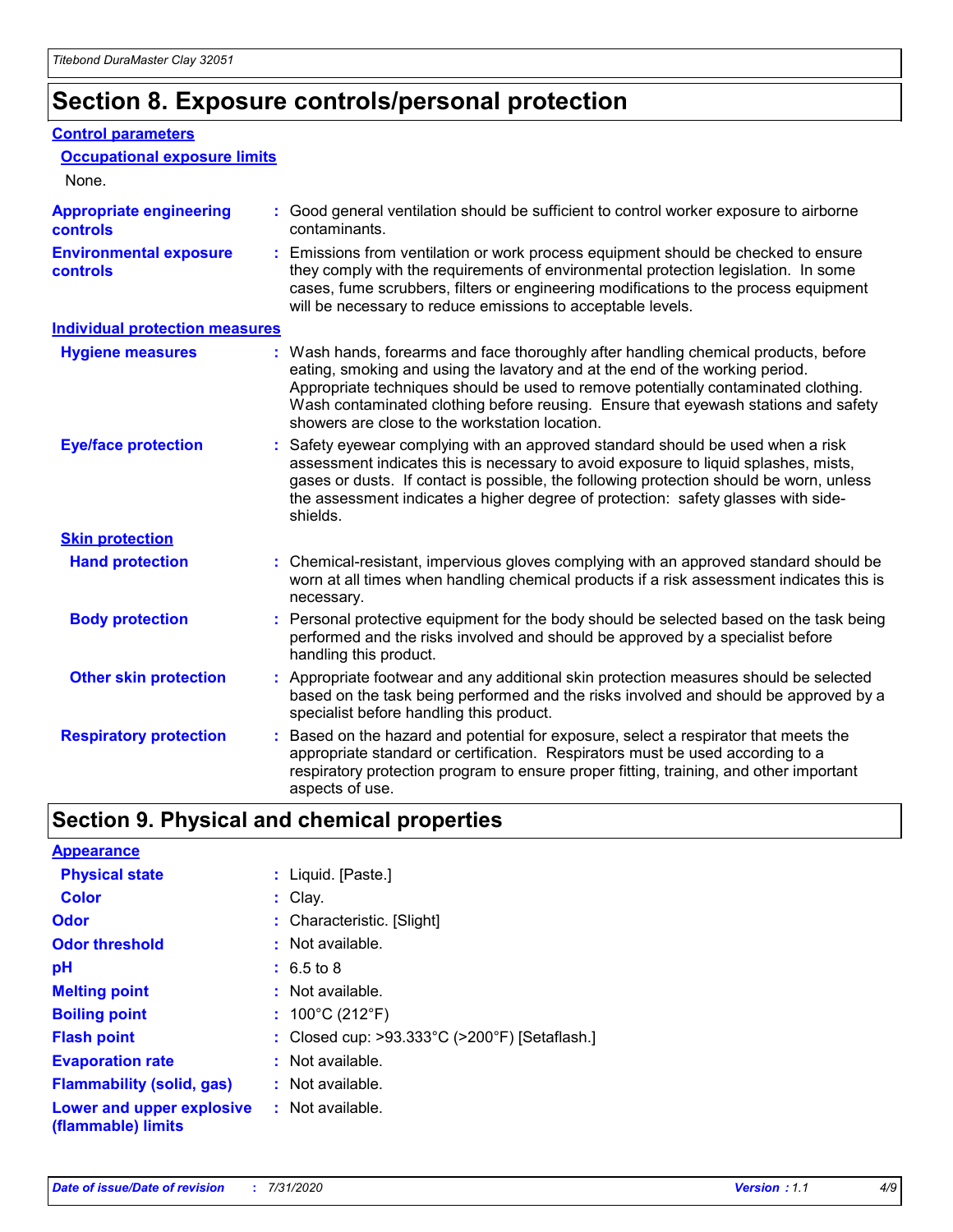# Section 8. Exposure controls/personal protection

### Control parameters

#### Occupational exposure limits

None.

**Appropriate engineering controls** : Good general ventilation should be sufficient to control worker exposure to airborne contaminants.

**Environmental exposure controls** : Emissions from ventilation or work process equipment should be checked to ensure they comply with the requirements of environmental protection legislation. In some cases, fume scrubbers, filters or engineering modifications to the process equipment will be necessary to reduce emissions to acceptable levels.

### Individual protection measures

**Hygiene measures** : Wash hands, forearms and face thoroughly after handling chemical products, before eating, smoking and using the lavatory and at the end of the working period. Appropriate techniques should be used to remove potentially contaminated clothing. Wash contaminated clothing before reusing. Ensure that eyewash stations and safety showers are close to the workstation location.

**Eye/face protection** : Safety eyewear complying with an approved standard should be used when a risk assessment indicates this is necessary to avoid exposure to liquid splashes, mists, gases or dusts. If contact is possible, the following protection should be worn, unless the assessment indicates a higher degree of protection: safety glasses with side-shields.

#### Skin protection

**Hand protection** : Chemical-resistant, impervious gloves complying with an approved standard should be worn at all times when handling chemical products if a risk assessment indicates this is necessary.

**Body protection** : Personal protective equipment for the body should be selected based on the task being performed and the risks involved and should be approved by a specialist before handling this product.

**Other skin protection** : Appropriate footwear and any additional skin protection measures should be selected based on the task being performed and the risks involved and should be approved by a specialist before handling this product.

**Respiratory protection** : Based on the hazard and potential for exposure, select a respirator that meets the appropriate standard or certification. Respirators must be used according to a respiratory protection program to ensure proper fitting, training, and other important aspects of use.

# Section 9. Physical and chemical properties

### Appearance

**Physical state** : Liquid. [Paste.]

**Color** : Clay.

**Odor** : Characteristic. [Slight]

**Odor threshold** : Not available.

**pH** : 6.5 to 8

**Melting point** : Not available.

**Boiling point** : 100°C (212°F)

**Flash point** : Closed cup: >93.333°C (>200°F) [Setaflash.]

**Evaporation rate** : Not available.

**Flammability (solid, gas)** : Not available.

**Lower and upper explosive (flammable) limits** : Not available.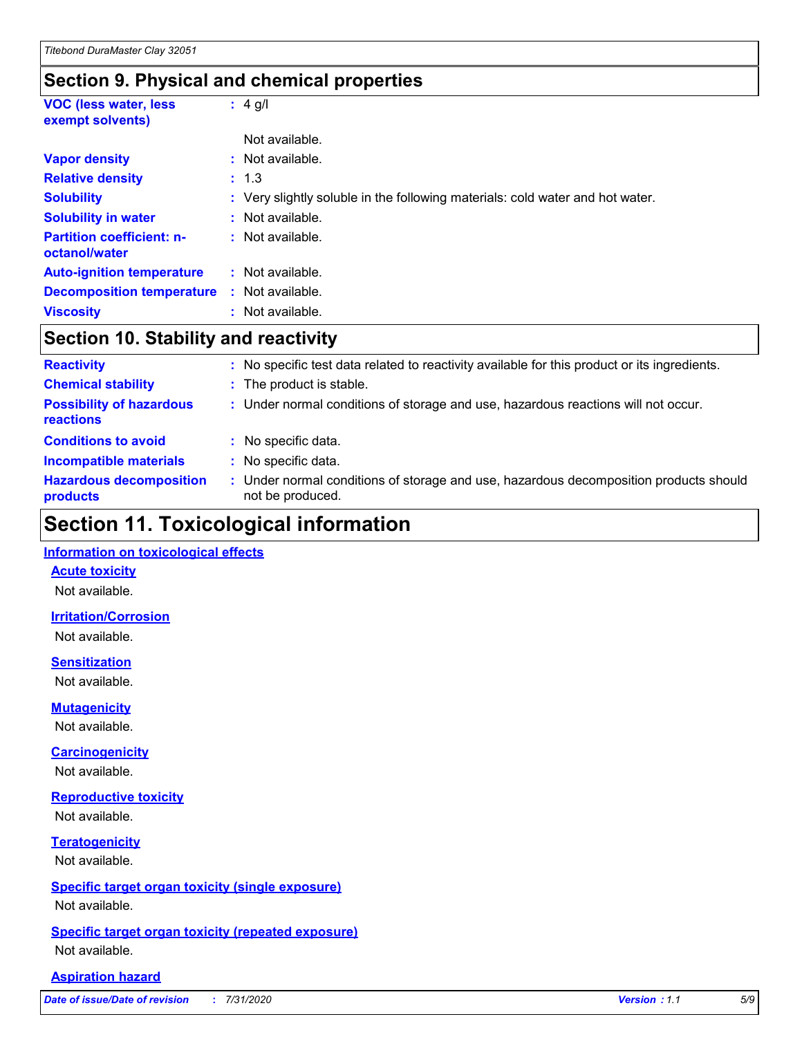## Section 9. Physical and chemical properties

| | | |
|---|---|---|
| **VOC (less water, less exempt solvents)** | : | 4 g/l |
| | | Not available. |
| **Vapor density** | : | Not available. |
| **Relative density** | : | 1.3 |
| **Solubility** | : | Very slightly soluble in the following materials: cold water and hot water. |
| **Solubility in water** | : | Not available. |
| **Partition coefficient: n-octanol/water** | : | Not available. |
| **Auto-ignition temperature** | : | Not available. |
| **Decomposition temperature** | : | Not available. |
| **Viscosity** | : | Not available. |

## Section 10. Stability and reactivity

| | | |
|---|---|---|
| **Reactivity** | : | No specific test data related to reactivity available for this product or its ingredients. |
| **Chemical stability** | : | The product is stable. |
| **Possibility of hazardous reactions** | : | Under normal conditions of storage and use, hazardous reactions will not occur. |
| **Conditions to avoid** | : | No specific data. |
| **Incompatible materials** | : | No specific data. |
| **Hazardous decomposition products** | : | Under normal conditions of storage and use, hazardous decomposition products should not be produced. |

# Section 11. Toxicological information

**Information on toxicological effects**

**Acute toxicity**

Not available.

**Irritation/Corrosion**

Not available.

**Sensitization**

Not available.

**Mutagenicity**

Not available.

**Carcinogenicity**

Not available.

**Reproductive toxicity**

Not available.

**Teratogenicity**

Not available.

**Specific target organ toxicity (single exposure)**

Not available.

**Specific target organ toxicity (repeated exposure)**

Not available.

**Aspiration hazard**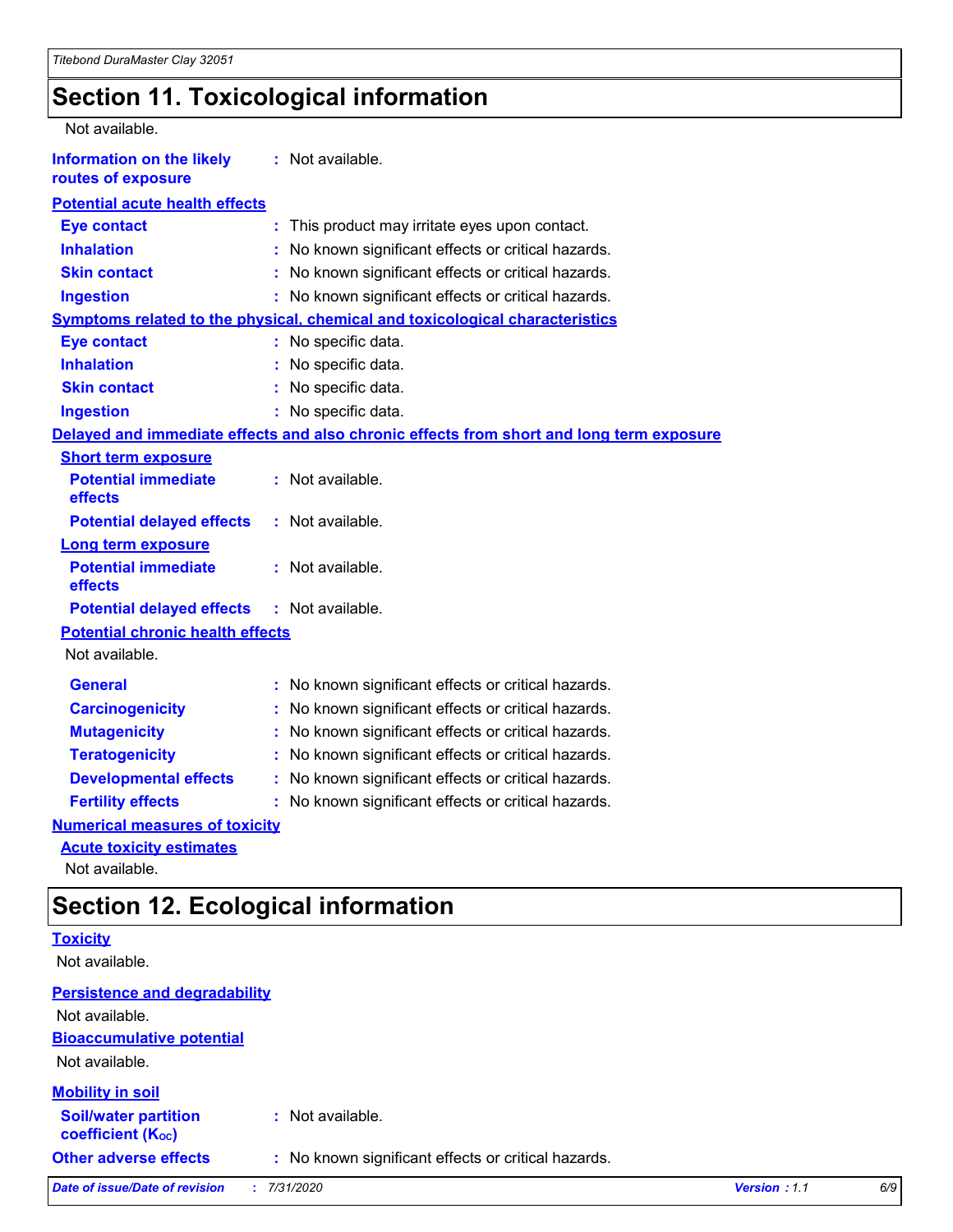# Section 11. Toxicological information

Not available.

**Information on the likely routes of exposure** : Not available.

**Potential acute health effects**

**Eye contact** : This product may irritate eyes upon contact.

**Inhalation** : No known significant effects or critical hazards.

**Skin contact** : No known significant effects or critical hazards.

**Ingestion** : No known significant effects or critical hazards.

**Symptoms related to the physical, chemical and toxicological characteristics**

**Eye contact** : No specific data.

**Inhalation** : No specific data.

**Skin contact** : No specific data.

**Ingestion** : No specific data.

**Delayed and immediate effects and also chronic effects from short and long term exposure**

**Short term exposure**

**Potential immediate effects** : Not available.

**Potential delayed effects** : Not available.

**Long term exposure**

**Potential immediate effects** : Not available.

**Potential delayed effects** : Not available.

**Potential chronic health effects**

Not available.

**General** : No known significant effects or critical hazards.

**Carcinogenicity** : No known significant effects or critical hazards.

**Mutagenicity** : No known significant effects or critical hazards.

**Teratogenicity** : No known significant effects or critical hazards.

**Developmental effects** : No known significant effects or critical hazards.

**Fertility effects** : No known significant effects or critical hazards.

**Numerical measures of toxicity**

**Acute toxicity estimates**

Not available.

# Section 12. Ecological information

**Toxicity**

Not available.

**Persistence and degradability**

Not available.

**Bioaccumulative potential**

Not available.

**Mobility in soil**

**Soil/water partition coefficient ($K_{OC}$)** : Not available.

**Other adverse effects** : No known significant effects or critical hazards.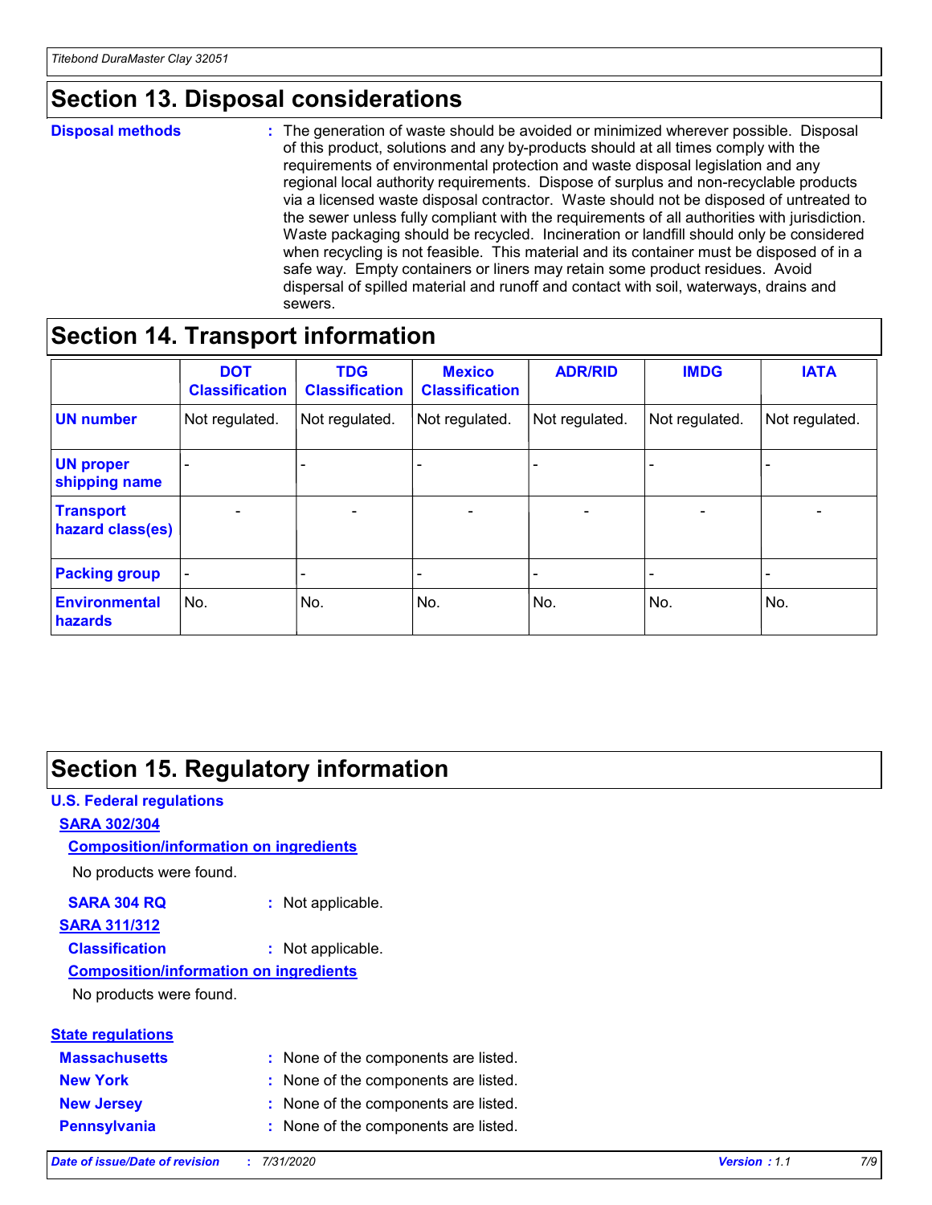## Section 13. Disposal considerations

**Disposal methods** : The generation of waste should be avoided or minimized wherever possible. Disposal of this product, solutions and any by-products should at all times comply with the requirements of environmental protection and waste disposal legislation and any regional local authority requirements. Dispose of surplus and non-recyclable products via a licensed waste disposal contractor. Waste should not be disposed of untreated to the sewer unless fully compliant with the requirements of all authorities with jurisdiction. Waste packaging should be recycled. Incineration or landfill should only be considered when recycling is not feasible. This material and its container must be disposed of in a safe way. Empty containers or liners may retain some product residues. Avoid dispersal of spilled material and runoff and contact with soil, waterways, drains and sewers.

## Section 14. Transport information

| | DOT Classification | TDG Classification | Mexico Classification | ADR/RID | IMDG | IATA |
|---|---|---|---|---|---|---|
| **UN number** | Not regulated. | Not regulated. | Not regulated. | Not regulated. | Not regulated. | Not regulated. |
| **UN proper shipping name** | - | - | - | - | - | - |
| **Transport hazard class(es)** | - | - | - | - | - | - |
| **Packing group** | - | - | - | - | - | - |
| **Environmental hazards** | No. | No. | No. | No. | No. | No. |

## Section 15. Regulatory information

**U.S. Federal regulations**

**SARA 302/304**

**Composition/information on ingredients**

No products were found.

**SARA 304 RQ** : Not applicable.

**SARA 311/312**

**Classification** : Not applicable.

**Composition/information on ingredients**

No products were found.

**State regulations**

**Massachusetts** : None of the components are listed.

**New York** : None of the components are listed.

**New Jersey** : None of the components are listed.

**Pennsylvania** : None of the components are listed.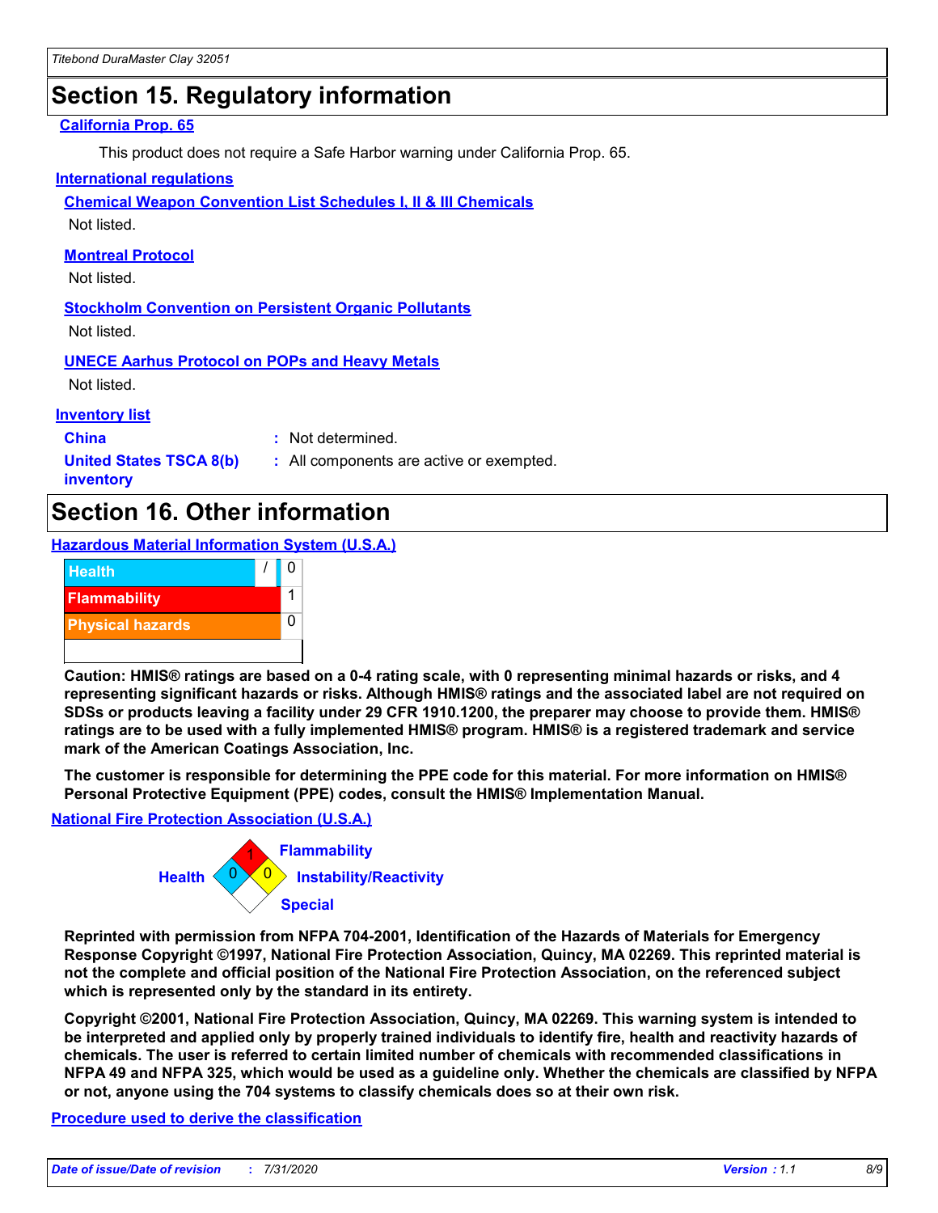## Section 15. Regulatory information

**California Prop. 65**

This product does not require a Safe Harbor warning under California Prop. 65.

**International regulations**

**Chemical Weapon Convention List Schedules I, II & III Chemicals**

Not listed.

**Montreal Protocol**

Not listed.

**Stockholm Convention on Persistent Organic Pollutants**

Not listed.

**UNECE Aarhus Protocol on POPs and Heavy Metals**

Not listed.

**Inventory list**

| | |
|---|---|
| **China** | : Not determined. |
| **United States TSCA 8(b) inventory** | : All components are active or exempted. |

## Section 16. Other information

**Hazardous Material Information System (U.S.A.)**

| | | |
|---|---|---|
| Health | / | 0 |
| Flammability | | 1 |
| Physical hazards | | 0 |

**Caution: HMIS® ratings are based on a 0-4 rating scale, with 0 representing minimal hazards or risks, and 4 representing significant hazards or risks. Although HMIS® ratings and the associated label are not required on SDSs or products leaving a facility under 29 CFR 1910.1200, the preparer may choose to provide them. HMIS® ratings are to be used with a fully implemented HMIS® program. HMIS® is a registered trademark and service mark of the American Coatings Association, Inc.**

**The customer is responsible for determining the PPE code for this material. For more information on HMIS® Personal Protective Equipment (PPE) codes, consult the HMIS® Implementation Manual.**

**National Fire Protection Association (U.S.A.)**

| | |
|---|---|
| Flammability | 1 |
| Health | 0 |
| Instability/Reactivity | 0 |
| Special | |

**Reprinted with permission from NFPA 704-2001, Identification of the Hazards of Materials for Emergency Response Copyright ©1997, National Fire Protection Association, Quincy, MA 02269. This reprinted material is not the complete and official position of the National Fire Protection Association, on the referenced subject which is represented only by the standard in its entirety.**

**Copyright ©2001, National Fire Protection Association, Quincy, MA 02269. This warning system is intended to be interpreted and applied only by properly trained individuals to identify fire, health and reactivity hazards of chemicals. The user is referred to certain limited number of chemicals with recommended classifications in NFPA 49 and NFPA 325, which would be used as a guideline only. Whether the chemicals are classified by NFPA or not, anyone using the 704 systems to classify chemicals does so at their own risk.**

**Procedure used to derive the classification**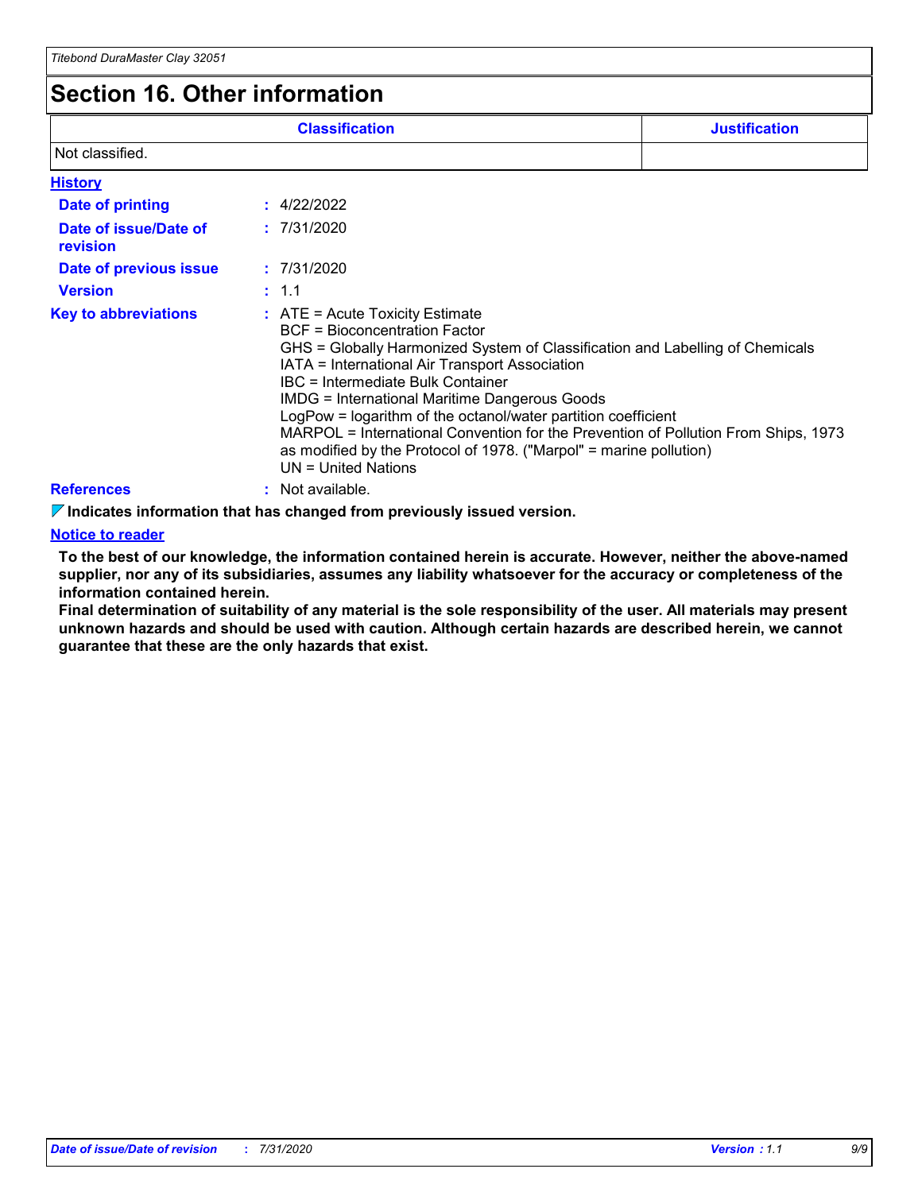# Section 16. Other information

| Classification | Justification |
| --- | --- |
| Not classified. | |

**History**

**Date of printing** : 4/22/2022

**Date of issue/Date of revision** : 7/31/2020

**Date of previous issue** : 7/31/2020

**Version** : 1.1

**Key to abbreviations** : ATE = Acute Toxicity Estimate
BCF = Bioconcentration Factor
GHS = Globally Harmonized System of Classification and Labelling of Chemicals
IATA = International Air Transport Association
IBC = Intermediate Bulk Container
IMDG = International Maritime Dangerous Goods
LogPow = logarithm of the octanol/water partition coefficient
MARPOL = International Convention for the Prevention of Pollution From Ships, 1973 as modified by the Protocol of 1978. ("Marpol" = marine pollution)
UN = United Nations

**References** : Not available.

**Indicates information that has changed from previously issued version.**

**Notice to reader**

**To the best of our knowledge, the information contained herein is accurate. However, neither the above-named supplier, nor any of its subsidiaries, assumes any liability whatsoever for the accuracy or completeness of the information contained herein.**

**Final determination of suitability of any material is the sole responsibility of the user. All materials may present unknown hazards and should be used with caution. Although certain hazards are described herein, we cannot guarantee that these are the only hazards that exist.**